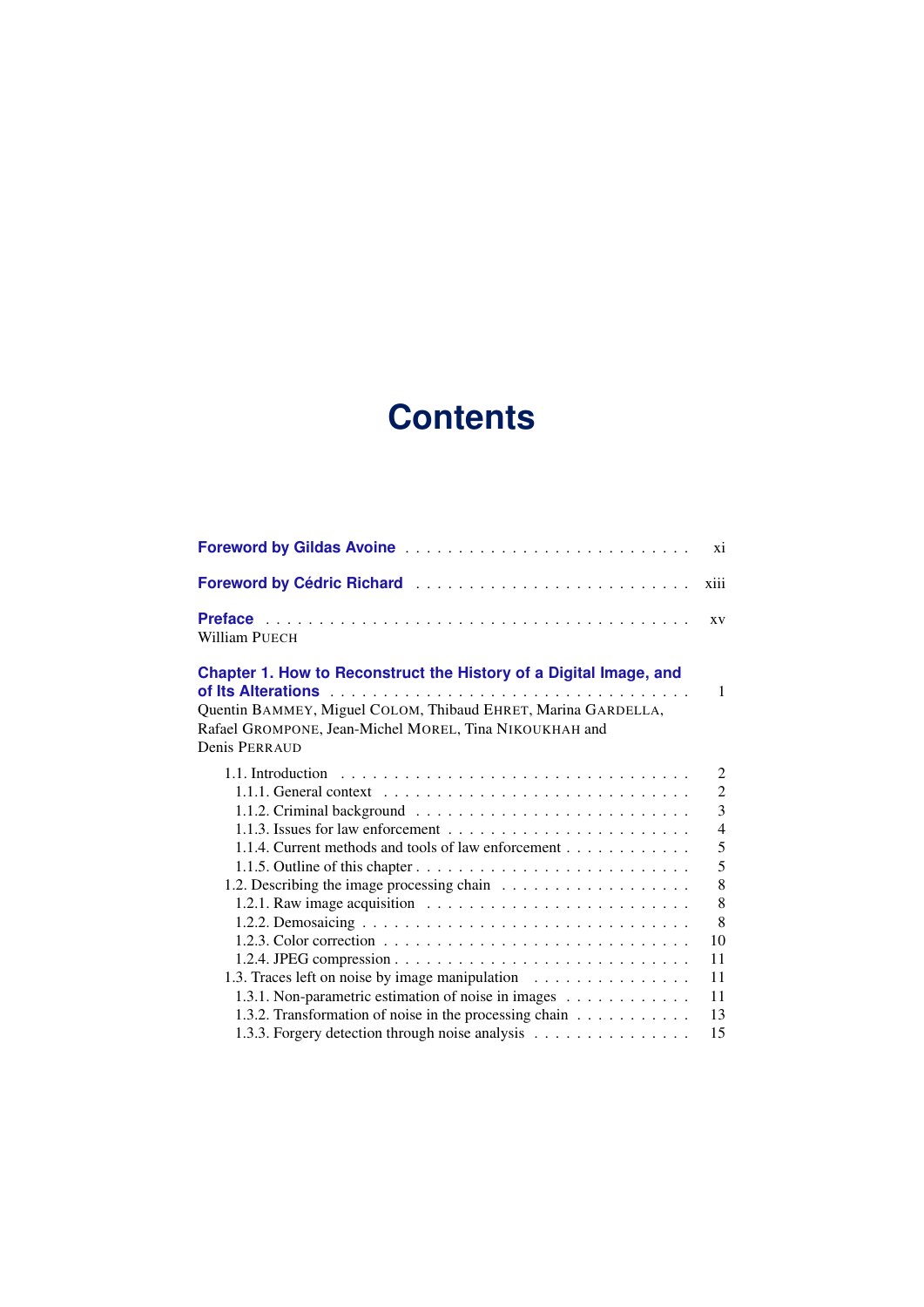# Contents

**Foreword by Gildas Avoine** . . . . . . . . . . . . . . . . . . . . . . . . . xi

**Foreword by Cédric Richard** . . . . . . . . . . . . . . . . . . . . . . . . xiii

**Preface** . . . . . . . . . . . . . . . . . . . . . . . . . . . . . . . . . . . . . xv
William PUECH

**Chapter 1. How to Reconstruct the History of a Digital Image, and of Its Alterations** . . . . . . . . . . . . . . . . . . . . . . . . . . . . . . . . . 1
Quentin BAMMEY, Miguel COLOM, Thibaud EHRET, Marina GARDELLA, Rafael GROMPONE, Jean-Michel MOREL, Tina NIKOUKHAH and Denis PERRAUD

- 1.1. Introduction . . . . . . . . . . . . . . . . . . . . . . . . . . . . . . . . 2
  - 1.1.1. General context . . . . . . . . . . . . . . . . . . . . . . . . . . . 2
  - 1.1.2. Criminal background . . . . . . . . . . . . . . . . . . . . . . . . 3
  - 1.1.3. Issues for law enforcement . . . . . . . . . . . . . . . . . . . . . 4
  - 1.1.4. Current methods and tools of law enforcement . . . . . . . . . . . 5
  - 1.1.5. Outline of this chapter . . . . . . . . . . . . . . . . . . . . . . . 5
- 1.2. Describing the image processing chain . . . . . . . . . . . . . . . . . 8
  - 1.2.1. Raw image acquisition . . . . . . . . . . . . . . . . . . . . . . . 8
  - 1.2.2. Demosaicing . . . . . . . . . . . . . . . . . . . . . . . . . . . . 8
  - 1.2.3. Color correction . . . . . . . . . . . . . . . . . . . . . . . . . . 10
  - 1.2.4. JPEG compression . . . . . . . . . . . . . . . . . . . . . . . . . 11
- 1.3. Traces left on noise by image manipulation . . . . . . . . . . . . . . . 11
  - 1.3.1. Non-parametric estimation of noise in images . . . . . . . . . . . 11
  - 1.3.2. Transformation of noise in the processing chain . . . . . . . . . . 13
  - 1.3.3. Forgery detection through noise analysis . . . . . . . . . . . . . 15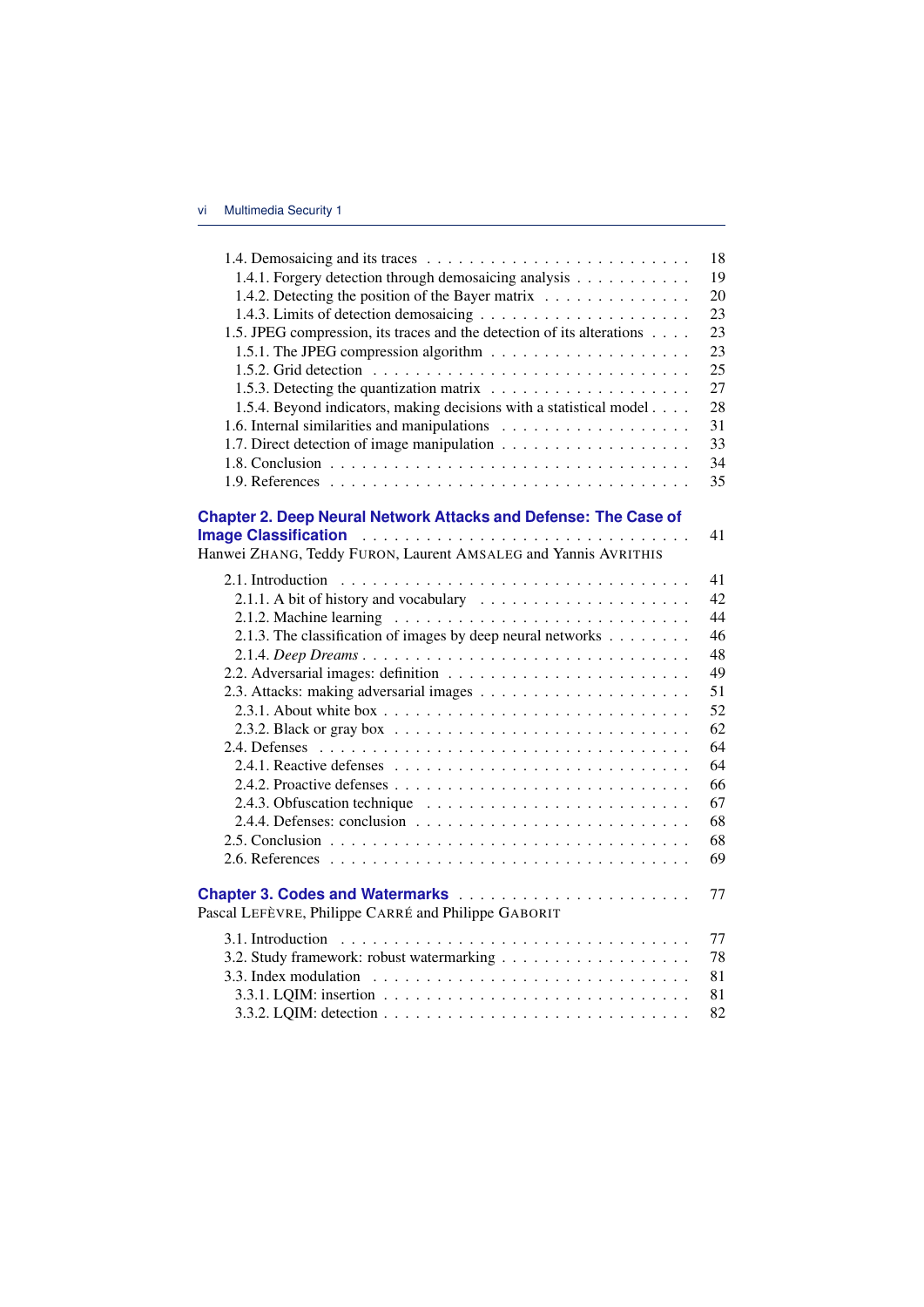1.4. Demosaicing and its traces . . . . . . . . . . . . . . . . . . . . . . . . 18
1.4.1. Forgery detection through demosaicing analysis . . . . . . . . . . . 19
1.4.2. Detecting the position of the Bayer matrix . . . . . . . . . . . . . . 20
1.4.3. Limits of detection demosaicing . . . . . . . . . . . . . . . . . . . 23
1.5. JPEG compression, its traces and the detection of its alterations . . . . 23
1.5.1. The JPEG compression algorithm . . . . . . . . . . . . . . . . . . 23
1.5.2. Grid detection . . . . . . . . . . . . . . . . . . . . . . . . . . . . 25
1.5.3. Detecting the quantization matrix . . . . . . . . . . . . . . . . . . 27
1.5.4. Beyond indicators, making decisions with a statistical model . . . . 28
1.6. Internal similarities and manipulations . . . . . . . . . . . . . . . . . 31
1.7. Direct detection of image manipulation . . . . . . . . . . . . . . . . . 33
1.8. Conclusion . . . . . . . . . . . . . . . . . . . . . . . . . . . . . . . 34
1.9. References . . . . . . . . . . . . . . . . . . . . . . . . . . . . . . . 35

**Chapter 2. Deep Neural Network Attacks and Defense: The Case of Image Classification** . . . . . . . . . . . . . . . . . . . . . . . . . . . 41
Hanwei ZHANG, Teddy FURON, Laurent AMSALEG and Yannis AVRITHIS

2.1. Introduction . . . . . . . . . . . . . . . . . . . . . . . . . . . . . . . 41
2.1.1. A bit of history and vocabulary . . . . . . . . . . . . . . . . . . . 42
2.1.2. Machine learning . . . . . . . . . . . . . . . . . . . . . . . . . . . 44
2.1.3. The classification of images by deep neural networks . . . . . . . . 46
2.1.4. *Deep Dreams* . . . . . . . . . . . . . . . . . . . . . . . . . . . . . 48
2.2. Adversarial images: definition . . . . . . . . . . . . . . . . . . . . . . 49
2.3. Attacks: making adversarial images . . . . . . . . . . . . . . . . . . . 51
2.3.1. About white box . . . . . . . . . . . . . . . . . . . . . . . . . . . 52
2.3.2. Black or gray box . . . . . . . . . . . . . . . . . . . . . . . . . . . 62
2.4. Defenses . . . . . . . . . . . . . . . . . . . . . . . . . . . . . . . . . 64
2.4.1. Reactive defenses . . . . . . . . . . . . . . . . . . . . . . . . . . . 64
2.4.2. Proactive defenses . . . . . . . . . . . . . . . . . . . . . . . . . . . 66
2.4.3. Obfuscation technique . . . . . . . . . . . . . . . . . . . . . . . . 67
2.4.4. Defenses: conclusion . . . . . . . . . . . . . . . . . . . . . . . . . 68
2.5. Conclusion . . . . . . . . . . . . . . . . . . . . . . . . . . . . . . . 68
2.6. References . . . . . . . . . . . . . . . . . . . . . . . . . . . . . . . 69

**Chapter 3. Codes and Watermarks** . . . . . . . . . . . . . . . . . . . . . 77
Pascal LEFÈVRE, Philippe CARRÉ and Philippe GABORIT

3.1. Introduction . . . . . . . . . . . . . . . . . . . . . . . . . . . . . . . 77
3.2. Study framework: robust watermarking . . . . . . . . . . . . . . . . . 78
3.3. Index modulation . . . . . . . . . . . . . . . . . . . . . . . . . . . . 81
3.3.1. LQIM: insertion . . . . . . . . . . . . . . . . . . . . . . . . . . . . 81
3.3.2. LQIM: detection . . . . . . . . . . . . . . . . . . . . . . . . . . . . 82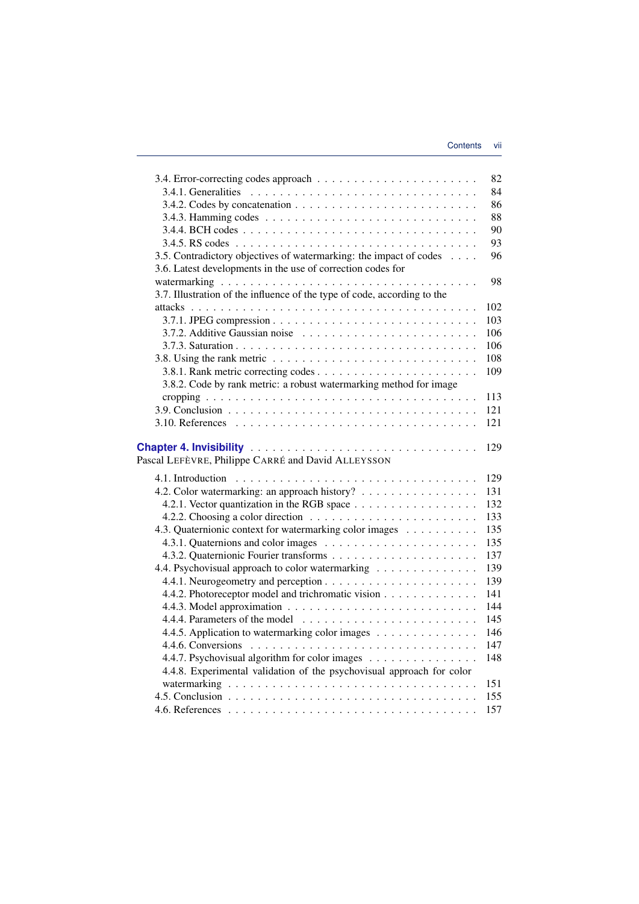3.4. Error-correcting codes approach . . . . . . . . . . . . . . . . . . . . . 82
3.4.1. Generalities . . . . . . . . . . . . . . . . . . . . . . . . . . . . . 84
3.4.2. Codes by concatenation . . . . . . . . . . . . . . . . . . . . . . . 86
3.4.3. Hamming codes . . . . . . . . . . . . . . . . . . . . . . . . . . . 88
3.4.4. BCH codes . . . . . . . . . . . . . . . . . . . . . . . . . . . . . 90
3.4.5. RS codes . . . . . . . . . . . . . . . . . . . . . . . . . . . . . . 93
3.5. Contradictory objectives of watermarking: the impact of codes . . . . 96
3.6. Latest developments in the use of correction codes for watermarking . . . . . . . . . . . . . . . . . . . . . . . . . . . . . . . . 98
3.7. Illustration of the influence of the type of code, according to the attacks . . . . . . . . . . . . . . . . . . . . . . . . . . . . . . . . . . . 102
3.7.1. JPEG compression . . . . . . . . . . . . . . . . . . . . . . . . . . 103
3.7.2. Additive Gaussian noise . . . . . . . . . . . . . . . . . . . . . . . 106
3.7.3. Saturation . . . . . . . . . . . . . . . . . . . . . . . . . . . . . . 106
3.8. Using the rank metric . . . . . . . . . . . . . . . . . . . . . . . . . 108
3.8.1. Rank metric correcting codes . . . . . . . . . . . . . . . . . . . . . 109
3.8.2. Code by rank metric: a robust watermarking method for image cropping . . . . . . . . . . . . . . . . . . . . . . . . . . . . . . . . . 113
3.9. Conclusion . . . . . . . . . . . . . . . . . . . . . . . . . . . . . . . 121
3.10. References . . . . . . . . . . . . . . . . . . . . . . . . . . . . . . 121

**Chapter 4. Invisibility** . . . . . . . . . . . . . . . . . . . . . . . . . . . 129
Pascal LEFÈVRE, Philippe CARRÉ and David ALLEYSSON

4.1. Introduction . . . . . . . . . . . . . . . . . . . . . . . . . . . . . . . 129
4.2. Color watermarking: an approach history? . . . . . . . . . . . . . . . 131
4.2.1. Vector quantization in the RGB space . . . . . . . . . . . . . . . . 132
4.2.2. Choosing a color direction . . . . . . . . . . . . . . . . . . . . . . 133
4.3. Quaternionic context for watermarking color images . . . . . . . . . . 135
4.3.1. Quaternions and color images . . . . . . . . . . . . . . . . . . . . 135
4.3.2. Quaternionic Fourier transforms . . . . . . . . . . . . . . . . . . . 137
4.4. Psychovisual approach to color watermarking . . . . . . . . . . . . . . 139
4.4.1. Neurogeometry and perception . . . . . . . . . . . . . . . . . . . . 139
4.4.2. Photoreceptor model and trichromatic vision . . . . . . . . . . . . . 141
4.4.3. Model approximation . . . . . . . . . . . . . . . . . . . . . . . . . 144
4.4.4. Parameters of the model . . . . . . . . . . . . . . . . . . . . . . . 145
4.4.5. Application to watermarking color images . . . . . . . . . . . . . . 146
4.4.6. Conversions . . . . . . . . . . . . . . . . . . . . . . . . . . . . . 147
4.4.7. Psychovisual algorithm for color images . . . . . . . . . . . . . . . 148
4.4.8. Experimental validation of the psychovisual approach for color watermarking . . . . . . . . . . . . . . . . . . . . . . . . . . . . . . . 151
4.5. Conclusion . . . . . . . . . . . . . . . . . . . . . . . . . . . . . . . 155
4.6. References . . . . . . . . . . . . . . . . . . . . . . . . . . . . . . . 157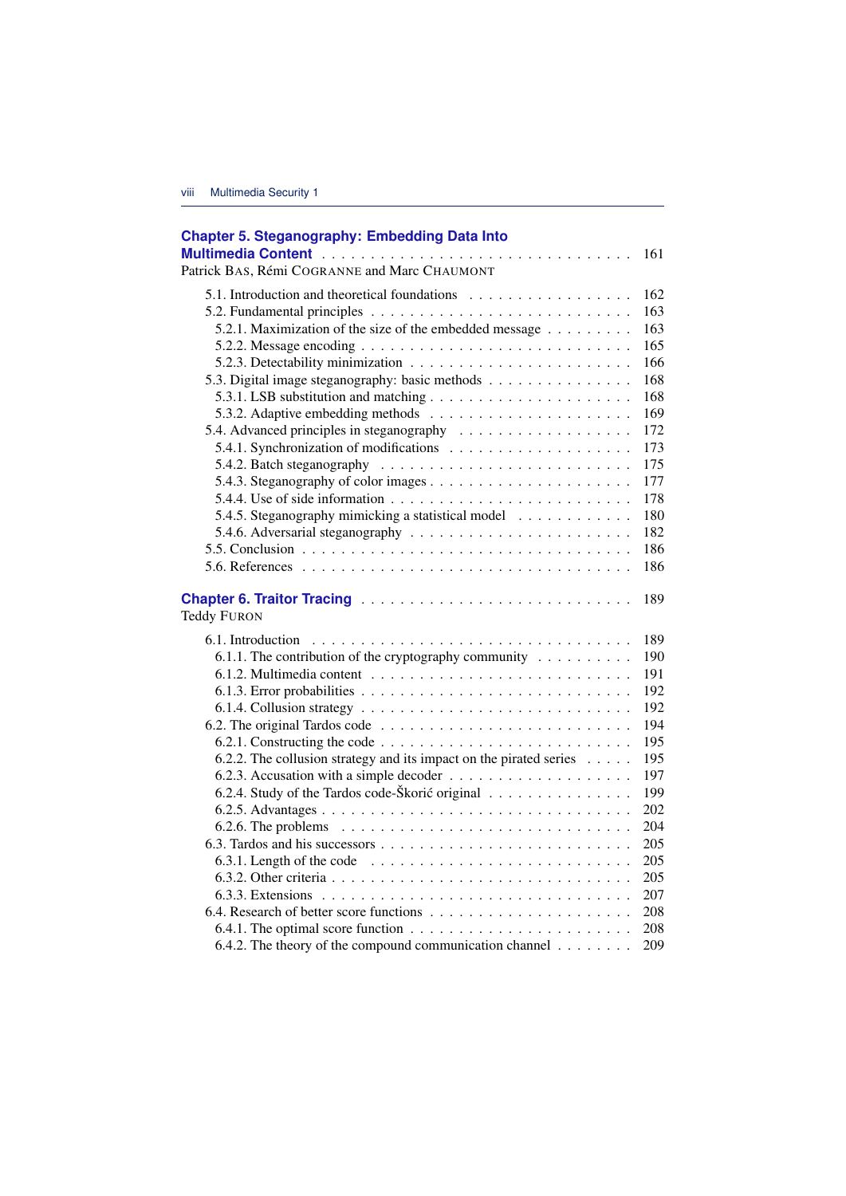**Chapter 5. Steganography: Embedding Data Into Multimedia Content** . . . 161
Patrick BAS, Rémi COGRANNE and Marc CHAUMONT

- 5.1. Introduction and theoretical foundations . . . 162
- 5.2. Fundamental principles . . . 163
  - 5.2.1. Maximization of the size of the embedded message . . . 163
  - 5.2.2. Message encoding . . . 165
  - 5.2.3. Detectability minimization . . . 166
- 5.3. Digital image steganography: basic methods . . . 168
  - 5.3.1. LSB substitution and matching . . . 168
  - 5.3.2. Adaptive embedding methods . . . 169
- 5.4. Advanced principles in steganography . . . 172
  - 5.4.1. Synchronization of modifications . . . 173
  - 5.4.2. Batch steganography . . . 175
  - 5.4.3. Steganography of color images . . . 177
  - 5.4.4. Use of side information . . . 178
  - 5.4.5. Steganography mimicking a statistical model . . . 180
  - 5.4.6. Adversarial steganography . . . 182
- 5.5. Conclusion . . . 186
- 5.6. References . . . 186

**Chapter 6. Traitor Tracing** . . . 189
Teddy FURON

- 6.1. Introduction . . . 189
  - 6.1.1. The contribution of the cryptography community . . . 190
  - 6.1.2. Multimedia content . . . 191
  - 6.1.3. Error probabilities . . . 192
  - 6.1.4. Collusion strategy . . . 192
- 6.2. The original Tardos code . . . 194
  - 6.2.1. Constructing the code . . . 195
  - 6.2.2. The collusion strategy and its impact on the pirated series . . . 195
  - 6.2.3. Accusation with a simple decoder . . . 197
  - 6.2.4. Study of the Tardos code-Škorić original . . . 199
  - 6.2.5. Advantages . . . 202
  - 6.2.6. The problems . . . 204
- 6.3. Tardos and his successors . . . 205
  - 6.3.1. Length of the code . . . 205
  - 6.3.2. Other criteria . . . 205
  - 6.3.3. Extensions . . . 207
- 6.4. Research of better score functions . . . 208
  - 6.4.1. The optimal score function . . . 208
  - 6.4.2. The theory of the compound communication channel . . . 209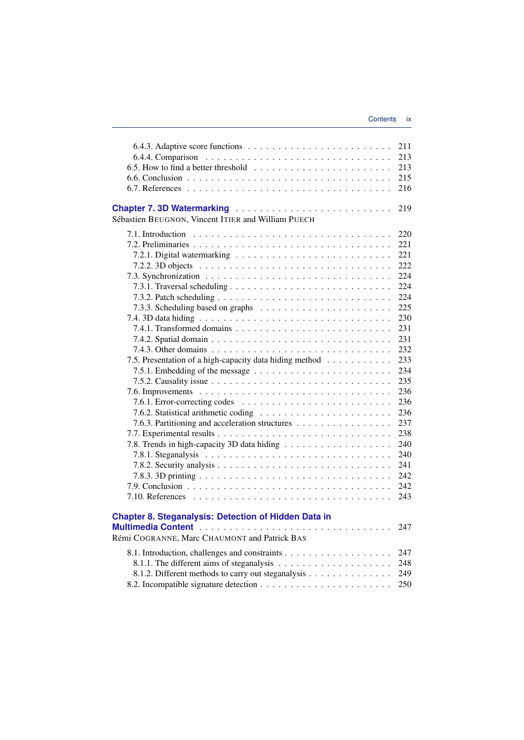6.4.3. Adaptive score functions . . . . . . . . . . . . . . . . . . . . . . 211
6.4.4. Comparison . . . . . . . . . . . . . . . . . . . . . . . . . . . . 213
6.5. How to find a better threshold . . . . . . . . . . . . . . . . . . . . . 213
6.6. Conclusion . . . . . . . . . . . . . . . . . . . . . . . . . . . . . . 215
6.7. References . . . . . . . . . . . . . . . . . . . . . . . . . . . . . . 216

**Chapter 7. 3D Watermarking** . . . . . . . . . . . . . . . . . . . . . . . . 219
Sébastien BEUGNON, Vincent ITIER and William PUECH

7.1. Introduction . . . . . . . . . . . . . . . . . . . . . . . . . . . . . . 220
7.2. Preliminaries . . . . . . . . . . . . . . . . . . . . . . . . . . . . . . 221
7.2.1. Digital watermarking . . . . . . . . . . . . . . . . . . . . . . . . 221
7.2.2. 3D objects . . . . . . . . . . . . . . . . . . . . . . . . . . . . . 222
7.3. Synchronization . . . . . . . . . . . . . . . . . . . . . . . . . . . . 224
7.3.1. Traversal scheduling . . . . . . . . . . . . . . . . . . . . . . . . 224
7.3.2. Patch scheduling . . . . . . . . . . . . . . . . . . . . . . . . . . 224
7.3.3. Scheduling based on graphs . . . . . . . . . . . . . . . . . . . . 225
7.4. 3D data hiding . . . . . . . . . . . . . . . . . . . . . . . . . . . . . 230
7.4.1. Transformed domains . . . . . . . . . . . . . . . . . . . . . . . . 231
7.4.2. Spatial domain . . . . . . . . . . . . . . . . . . . . . . . . . . . 231
7.4.3. Other domains . . . . . . . . . . . . . . . . . . . . . . . . . . . 232
7.5. Presentation of a high-capacity data hiding method . . . . . . . . . . . 233
7.5.1. Embedding of the message . . . . . . . . . . . . . . . . . . . . . 234
7.5.2. Causality issue . . . . . . . . . . . . . . . . . . . . . . . . . . . 235
7.6. Improvements . . . . . . . . . . . . . . . . . . . . . . . . . . . . . 236
7.6.1. Error-correcting codes . . . . . . . . . . . . . . . . . . . . . . . 236
7.6.2. Statistical arithmetic coding . . . . . . . . . . . . . . . . . . . . 236
7.6.3. Partitioning and acceleration structures . . . . . . . . . . . . . . 237
7.7. Experimental results . . . . . . . . . . . . . . . . . . . . . . . . . . 238
7.8. Trends in high-capacity 3D data hiding . . . . . . . . . . . . . . . . . 240
7.8.1. Steganalysis . . . . . . . . . . . . . . . . . . . . . . . . . . . . 240
7.8.2. Security analysis . . . . . . . . . . . . . . . . . . . . . . . . . . 241
7.8.3. 3D printing . . . . . . . . . . . . . . . . . . . . . . . . . . . . . 242
7.9. Conclusion . . . . . . . . . . . . . . . . . . . . . . . . . . . . . . 242
7.10. References . . . . . . . . . . . . . . . . . . . . . . . . . . . . . . 243

**Chapter 8. Steganalysis: Detection of Hidden Data in Multimedia Content** . . . . . . . . . . . . . . . . . . . . . . . . . . . . . . 247
Rémi COGRANNE, Marc CHAUMONT and Patrick BAS

8.1. Introduction, challenges and constraints . . . . . . . . . . . . . . . . 247
8.1.1. The different aims of steganalysis . . . . . . . . . . . . . . . . . 248
8.1.2. Different methods to carry out steganalysis . . . . . . . . . . . . . 249
8.2. Incompatible signature detection . . . . . . . . . . . . . . . . . . . . 250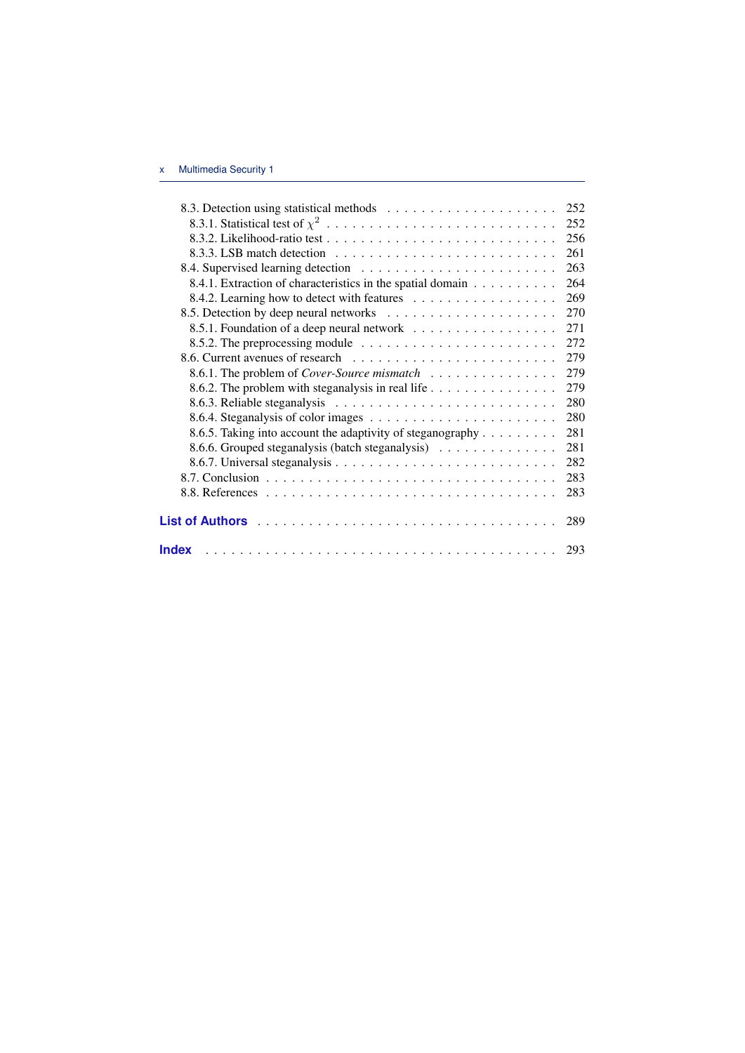8.3. Detection using statistical methods . . . . . . . . . . . . . . . . . . . . 252
  8.3.1. Statistical test of $\chi^2$ . . . . . . . . . . . . . . . . . . . . . . . . . 252
  8.3.2. Likelihood-ratio test . . . . . . . . . . . . . . . . . . . . . . . . . 256
  8.3.3. LSB match detection . . . . . . . . . . . . . . . . . . . . . . . . 261
8.4. Supervised learning detection . . . . . . . . . . . . . . . . . . . . . . 263
  8.4.1. Extraction of characteristics in the spatial domain . . . . . . . . . . 264
  8.4.2. Learning how to detect with features . . . . . . . . . . . . . . . . . 269
8.5. Detection by deep neural networks . . . . . . . . . . . . . . . . . . . 270
  8.5.1. Foundation of a deep neural network . . . . . . . . . . . . . . . . . 271
  8.5.2. The preprocessing module . . . . . . . . . . . . . . . . . . . . . . 272
8.6. Current avenues of research . . . . . . . . . . . . . . . . . . . . . . . 279
  8.6.1. The problem of *Cover-Source mismatch* . . . . . . . . . . . . . . . 279
  8.6.2. The problem with steganalysis in real life . . . . . . . . . . . . . . . 279
  8.6.3. Reliable steganalysis . . . . . . . . . . . . . . . . . . . . . . . . . 280
  8.6.4. Steganalysis of color images . . . . . . . . . . . . . . . . . . . . . 280
  8.6.5. Taking into account the adaptivity of steganography . . . . . . . . . 281
  8.6.6. Grouped steganalysis (batch steganalysis) . . . . . . . . . . . . . . 281
  8.6.7. Universal steganalysis . . . . . . . . . . . . . . . . . . . . . . . . 282
8.7. Conclusion . . . . . . . . . . . . . . . . . . . . . . . . . . . . . . . . 283
8.8. References . . . . . . . . . . . . . . . . . . . . . . . . . . . . . . . . 283

**List of Authors** . . . . . . . . . . . . . . . . . . . . . . . . . . . . . . . . . 289

**Index** . . . . . . . . . . . . . . . . . . . . . . . . . . . . . . . . . . . . . . . 293